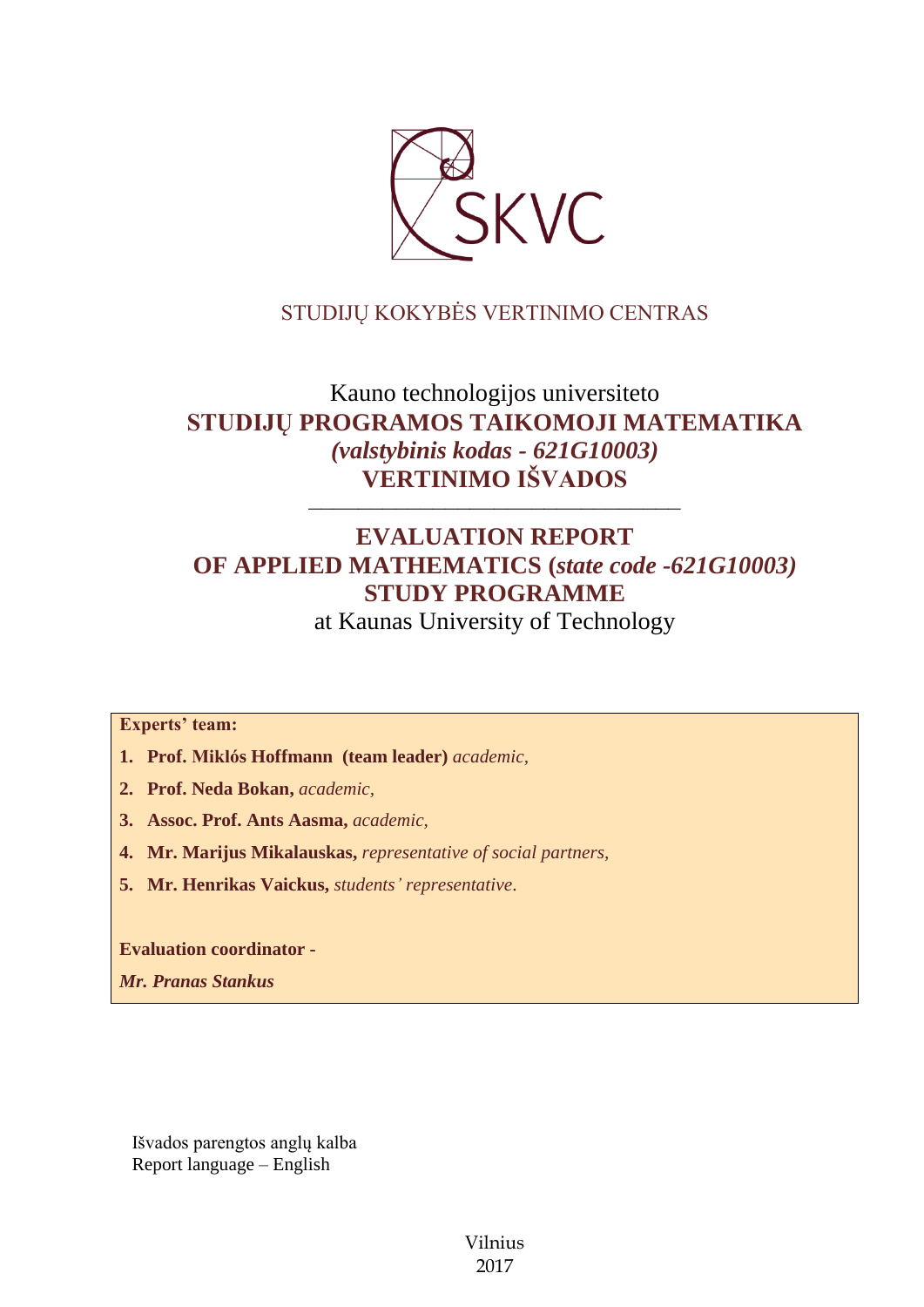SKVC

STUDIJŲ KOKYBĖS VERTINIMO CENTRAS

# Kauno technologijos universiteto
# STUDIJŲ PROGRAMOS TAIKOMOJI MATEMATIKA
# *(valstybinis kodas - 621G10003)*
# VERTINIMO IŠVADOS

---

# EVALUATION REPORT
# OF APPLIED MATHEMATICS (*state code -621G10003)*
# STUDY PROGRAMME
## at Kaunas University of Technology

**Experts' team:**

1. **Prof. Miklós Hoffmann (team leader)** *academic,*
2. **Prof. Neda Bokan,** *academic,*
3. **Assoc. Prof. Ants Aasma,** *academic,*
4. **Mr. Marijus Mikalauskas,** *representative of social partners,*
5. **Mr. Henrikas Vaickus,** *students' representative.*

**Evaluation coordinator -**

***Mr. Pranas Stankus***

Išvados parengtos anglų kalba
Report language – English

Vilnius
2017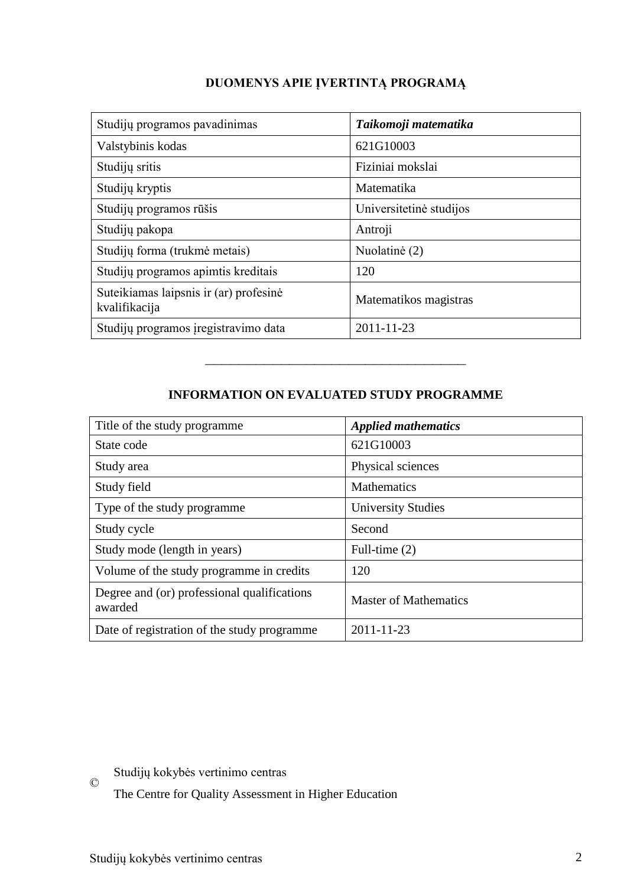## DUOMENYS APIE ĮVERTINTĄ PROGRAMĄ

| Studijų programos pavadinimas | ***Taikomoji matematika*** |
|---|---|
| Valstybinis kodas | 621G10003 |
| Studijų sritis | Fiziniai mokslai |
| Studijų kryptis | Matematika |
| Studijų programos rūšis | Universitetinė studijos |
| Studijų pakopa | Antroji |
| Studijų forma (trukmė metais) | Nuolatinė (2) |
| Studijų programos apimtis kreditais | 120 |
| Suteikiamas laipsnis ir (ar) profesinė kvalifikacija | Matematikos magistras |
| Studijų programos įregistravimo data | 2011-11-23 |

---

## INFORMATION ON EVALUATED STUDY PROGRAMME

| Title of the study programme | ***Applied mathematics*** |
|---|---|
| State code | 621G10003 |
| Study area | Physical sciences |
| Study field | Mathematics |
| Type of the study programme | University Studies |
| Study cycle | Second |
| Study mode (length in years) | Full-time (2) |
| Volume of the study programme in credits | 120 |
| Degree and (or) professional qualifications awarded | Master of Mathematics |
| Date of registration of the study programme | 2011-11-23 |

© Studijų kokybės vertinimo centras

The Centre for Quality Assessment in Higher Education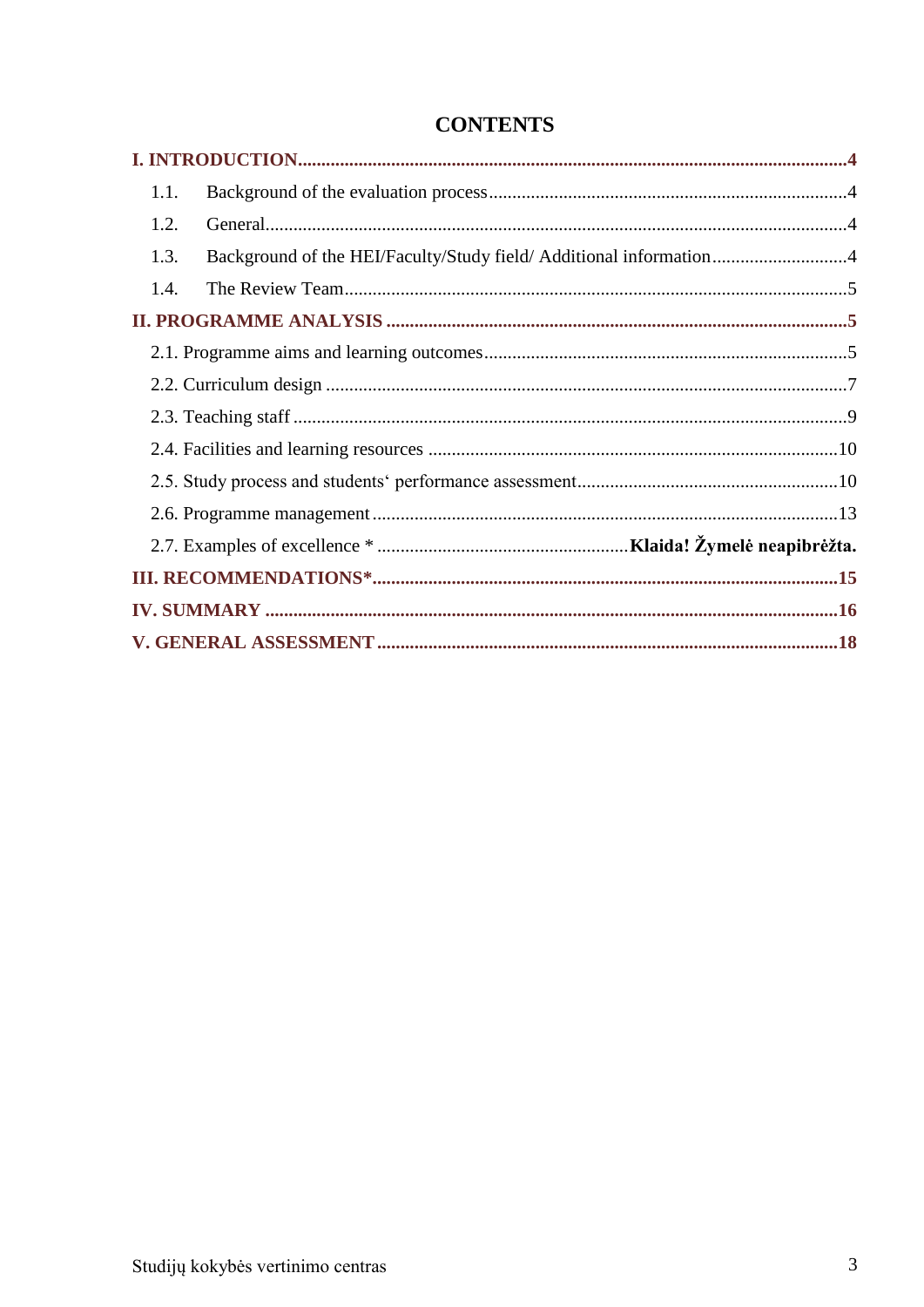# CONTENTS

**I. INTRODUCTION** .......... **4**

1.1. Background of the evaluation process .......... 4

1.2. General .......... 4

1.3. Background of the HEI/Faculty/Study field/ Additional information .......... 4

1.4. The Review Team .......... 5

**II. PROGRAMME ANALYSIS** .......... **5**

2.1. Programme aims and learning outcomes .......... 5

2.2. Curriculum design .......... 7

2.3. Teaching staff .......... 9

2.4. Facilities and learning resources .......... 10

2.5. Study process and students‘ performance assessment .......... 10

2.6. Programme management .......... 13

2.7. Examples of excellence * .......... **Klaida! Žymelė neapibrėžta.**

**III. RECOMMENDATIONS*** .......... **15**

**IV. SUMMARY** .......... **16**

**V. GENERAL ASSESSMENT** .......... **18**

Studijų kokybės vertinimo centras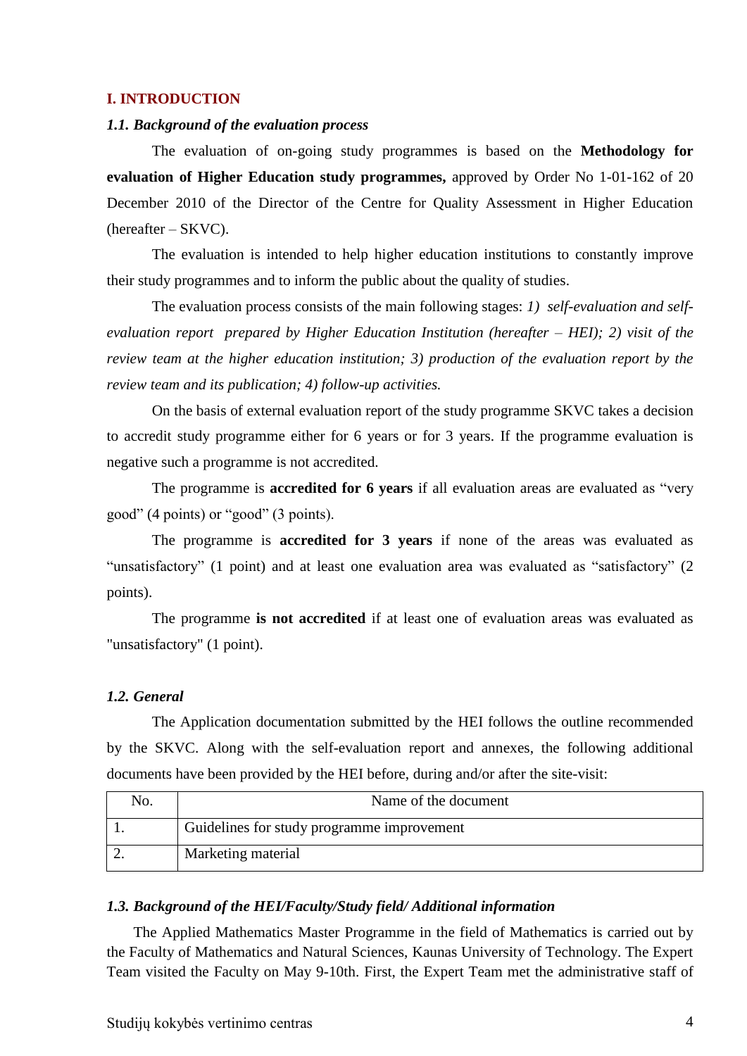## I. INTRODUCTION

### *1.1. Background of the evaluation process*

The evaluation of on-going study programmes is based on the **Methodology for evaluation of Higher Education study programmes,** approved by Order No 1-01-162 of 20 December 2010 of the Director of the Centre for Quality Assessment in Higher Education (hereafter – SKVC).

The evaluation is intended to help higher education institutions to constantly improve their study programmes and to inform the public about the quality of studies.

The evaluation process consists of the main following stages: *1) self-evaluation and self-evaluation report prepared by Higher Education Institution (hereafter – HEI); 2) visit of the review team at the higher education institution; 3) production of the evaluation report by the review team and its publication; 4) follow-up activities.*

On the basis of external evaluation report of the study programme SKVC takes a decision to accredit study programme either for 6 years or for 3 years. If the programme evaluation is negative such a programme is not accredited.

The programme is **accredited for 6 years** if all evaluation areas are evaluated as "very good" (4 points) or "good" (3 points).

The programme is **accredited for 3 years** if none of the areas was evaluated as "unsatisfactory" (1 point) and at least one evaluation area was evaluated as "satisfactory" (2 points).

The programme **is not accredited** if at least one of evaluation areas was evaluated as "unsatisfactory" (1 point).

### *1.2. General*

The Application documentation submitted by the HEI follows the outline recommended by the SKVC. Along with the self-evaluation report and annexes, the following additional documents have been provided by the HEI before, during and/or after the site-visit:

| No. | Name of the document |
|---|---|
| 1. | Guidelines for study programme improvement |
| 2. | Marketing material |

### *1.3. Background of the HEI/Faculty/Study field/ Additional information*

The Applied Mathematics Master Programme in the field of Mathematics is carried out by the Faculty of Mathematics and Natural Sciences, Kaunas University of Technology. The Expert Team visited the Faculty on May 9-10th. First, the Expert Team met the administrative staff of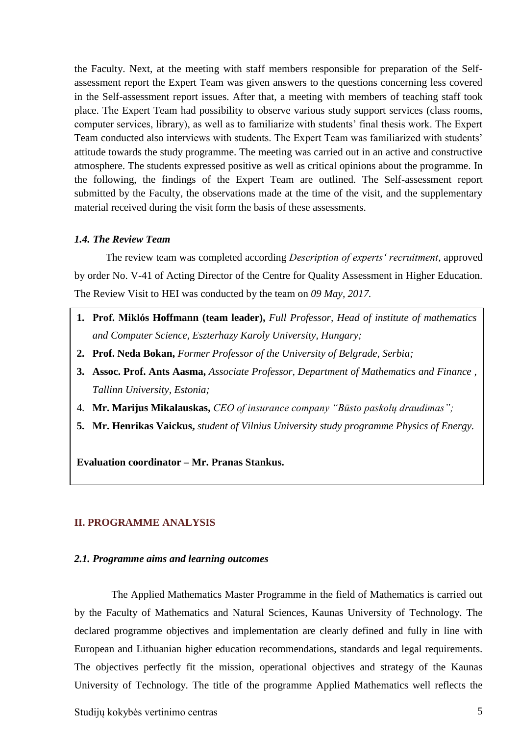the Faculty. Next, at the meeting with staff members responsible for preparation of the Self-assessment report the Expert Team was given answers to the questions concerning less covered in the Self-assessment report issues. After that, a meeting with members of teaching staff took place. The Expert Team had possibility to observe various study support services (class rooms, computer services, library), as well as to familiarize with students' final thesis work. The Expert Team conducted also interviews with students. The Expert Team was familiarized with students' attitude towards the study programme. The meeting was carried out in an active and constructive atmosphere. The students expressed positive as well as critical opinions about the programme. In the following, the findings of the Expert Team are outlined. The Self-assessment report submitted by the Faculty, the observations made at the time of the visit, and the supplementary material received during the visit form the basis of these assessments.

### *1.4. The Review Team*

The review team was completed according *Description of experts' recruitment*, approved by order No. V-41 of Acting Director of the Centre for Quality Assessment in Higher Education. The Review Visit to HEI was conducted by the team on *09 May, 2017.*

1. **Prof. Miklós Hoffmann (team leader),** *Full Professor, Head of institute of mathematics and Computer Science, Eszterhazy Karoly University, Hungary;*
2. **Prof. Neda Bokan,** *Former Professor of the University of Belgrade, Serbia;*
3. **Assoc. Prof. Ants Aasma,** *Associate Professor, Department of Mathematics and Finance , Tallinn University, Estonia;*
4. **Mr. Marijus Mikalauskas,** *CEO of insurance company "Būsto paskolų draudimas";*
5. **Mr. Henrikas Vaickus,** *student of Vilnius University study programme Physics of Energy.*

**Evaluation coordinator – Mr. Pranas Stankus.**

## II. PROGRAMME ANALYSIS

### *2.1. Programme aims and learning outcomes*

The Applied Mathematics Master Programme in the field of Mathematics is carried out by the Faculty of Mathematics and Natural Sciences, Kaunas University of Technology. The declared programme objectives and implementation are clearly defined and fully in line with European and Lithuanian higher education recommendations, standards and legal requirements. The objectives perfectly fit the mission, operational objectives and strategy of the Kaunas University of Technology. The title of the programme Applied Mathematics well reflects the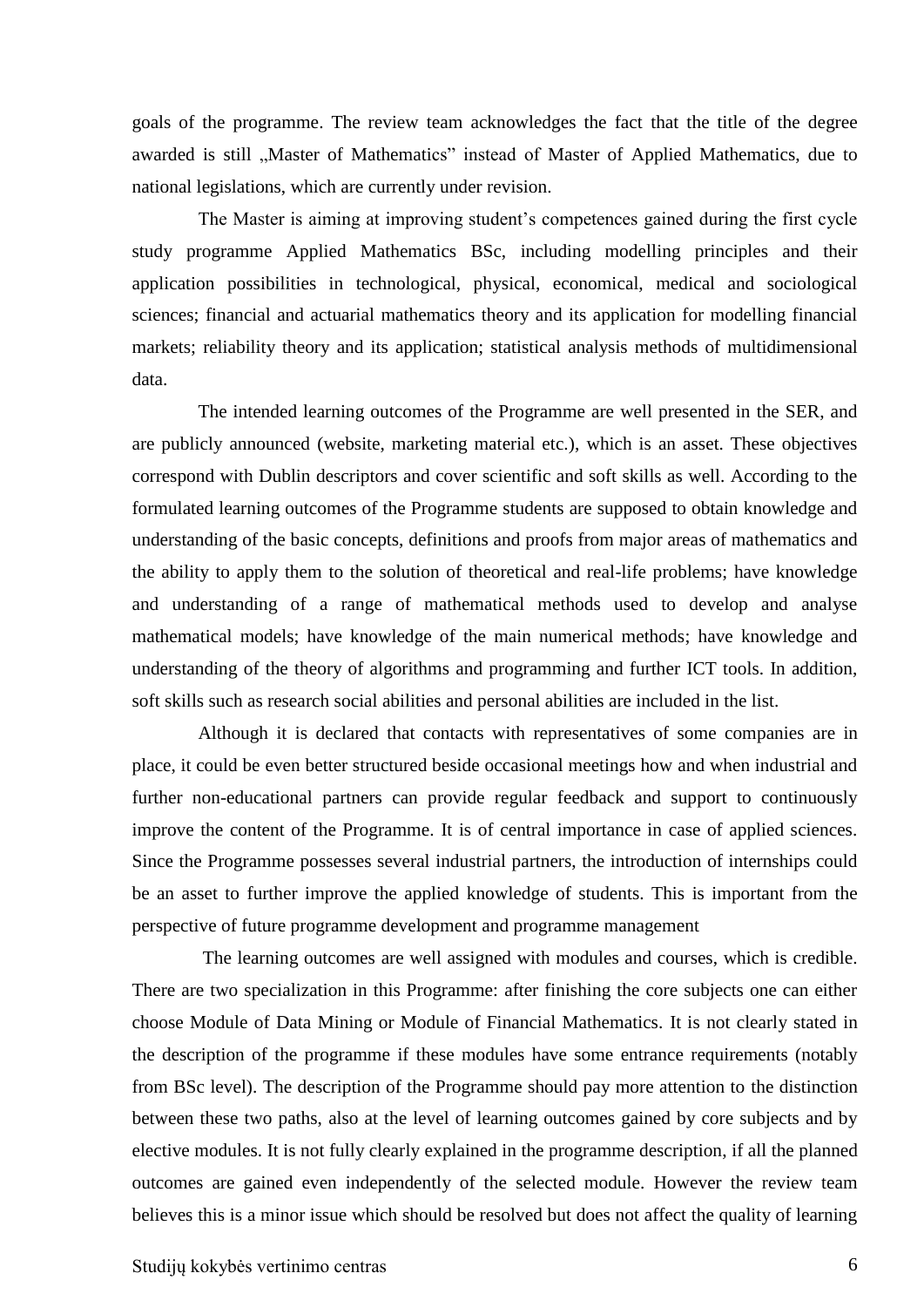goals of the programme. The review team acknowledges the fact that the title of the degree awarded is still „Master of Mathematics" instead of Master of Applied Mathematics, due to national legislations, which are currently under revision.

The Master is aiming at improving student's competences gained during the first cycle study programme Applied Mathematics BSc, including modelling principles and their application possibilities in technological, physical, economical, medical and sociological sciences; financial and actuarial mathematics theory and its application for modelling financial markets; reliability theory and its application; statistical analysis methods of multidimensional data.

The intended learning outcomes of the Programme are well presented in the SER, and are publicly announced (website, marketing material etc.), which is an asset. These objectives correspond with Dublin descriptors and cover scientific and soft skills as well. According to the formulated learning outcomes of the Programme students are supposed to obtain knowledge and understanding of the basic concepts, definitions and proofs from major areas of mathematics and the ability to apply them to the solution of theoretical and real-life problems; have knowledge and understanding of a range of mathematical methods used to develop and analyse mathematical models; have knowledge of the main numerical methods; have knowledge and understanding of the theory of algorithms and programming and further ICT tools. In addition, soft skills such as research social abilities and personal abilities are included in the list.

Although it is declared that contacts with representatives of some companies are in place, it could be even better structured beside occasional meetings how and when industrial and further non-educational partners can provide regular feedback and support to continuously improve the content of the Programme. It is of central importance in case of applied sciences. Since the Programme possesses several industrial partners, the introduction of internships could be an asset to further improve the applied knowledge of students. This is important from the perspective of future programme development and programme management

The learning outcomes are well assigned with modules and courses, which is credible. There are two specialization in this Programme: after finishing the core subjects one can either choose Module of Data Mining or Module of Financial Mathematics. It is not clearly stated in the description of the programme if these modules have some entrance requirements (notably from BSc level). The description of the Programme should pay more attention to the distinction between these two paths, also at the level of learning outcomes gained by core subjects and by elective modules. It is not fully clearly explained in the programme description, if all the planned outcomes are gained even independently of the selected module. However the review team believes this is a minor issue which should be resolved but does not affect the quality of learning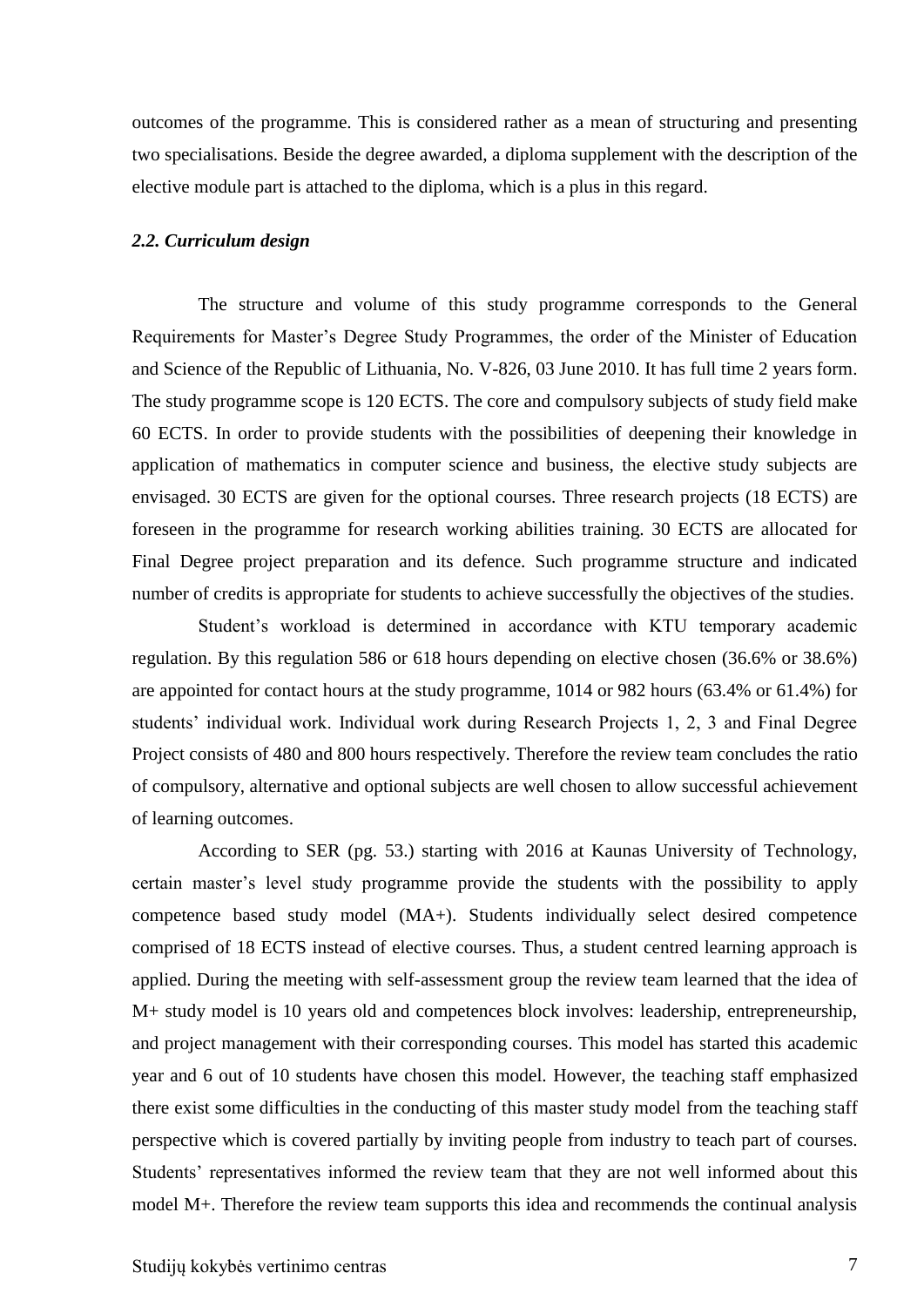outcomes of the programme. This is considered rather as a mean of structuring and presenting two specialisations. Beside the degree awarded, a diploma supplement with the description of the elective module part is attached to the diploma, which is a plus in this regard.

### *2.2. Curriculum design*

The structure and volume of this study programme corresponds to the General Requirements for Master's Degree Study Programmes, the order of the Minister of Education and Science of the Republic of Lithuania, No. V-826, 03 June 2010. It has full time 2 years form. The study programme scope is 120 ECTS. The core and compulsory subjects of study field make 60 ECTS. In order to provide students with the possibilities of deepening their knowledge in application of mathematics in computer science and business, the elective study subjects are envisaged. 30 ECTS are given for the optional courses. Three research projects (18 ECTS) are foreseen in the programme for research working abilities training. 30 ECTS are allocated for Final Degree project preparation and its defence. Such programme structure and indicated number of credits is appropriate for students to achieve successfully the objectives of the studies.

Student's workload is determined in accordance with KTU temporary academic regulation. By this regulation 586 or 618 hours depending on elective chosen (36.6% or 38.6%) are appointed for contact hours at the study programme, 1014 or 982 hours (63.4% or 61.4%) for students' individual work. Individual work during Research Projects 1, 2, 3 and Final Degree Project consists of 480 and 800 hours respectively. Therefore the review team concludes the ratio of compulsory, alternative and optional subjects are well chosen to allow successful achievement of learning outcomes.

According to SER (pg. 53.) starting with 2016 at Kaunas University of Technology, certain master's level study programme provide the students with the possibility to apply competence based study model (MA+). Students individually select desired competence comprised of 18 ECTS instead of elective courses. Thus, a student centred learning approach is applied. During the meeting with self-assessment group the review team learned that the idea of M+ study model is 10 years old and competences block involves: leadership, entrepreneurship, and project management with their corresponding courses. This model has started this academic year and 6 out of 10 students have chosen this model. However, the teaching staff emphasized there exist some difficulties in the conducting of this master study model from the teaching staff perspective which is covered partially by inviting people from industry to teach part of courses. Students' representatives informed the review team that they are not well informed about this model M+. Therefore the review team supports this idea and recommends the continual analysis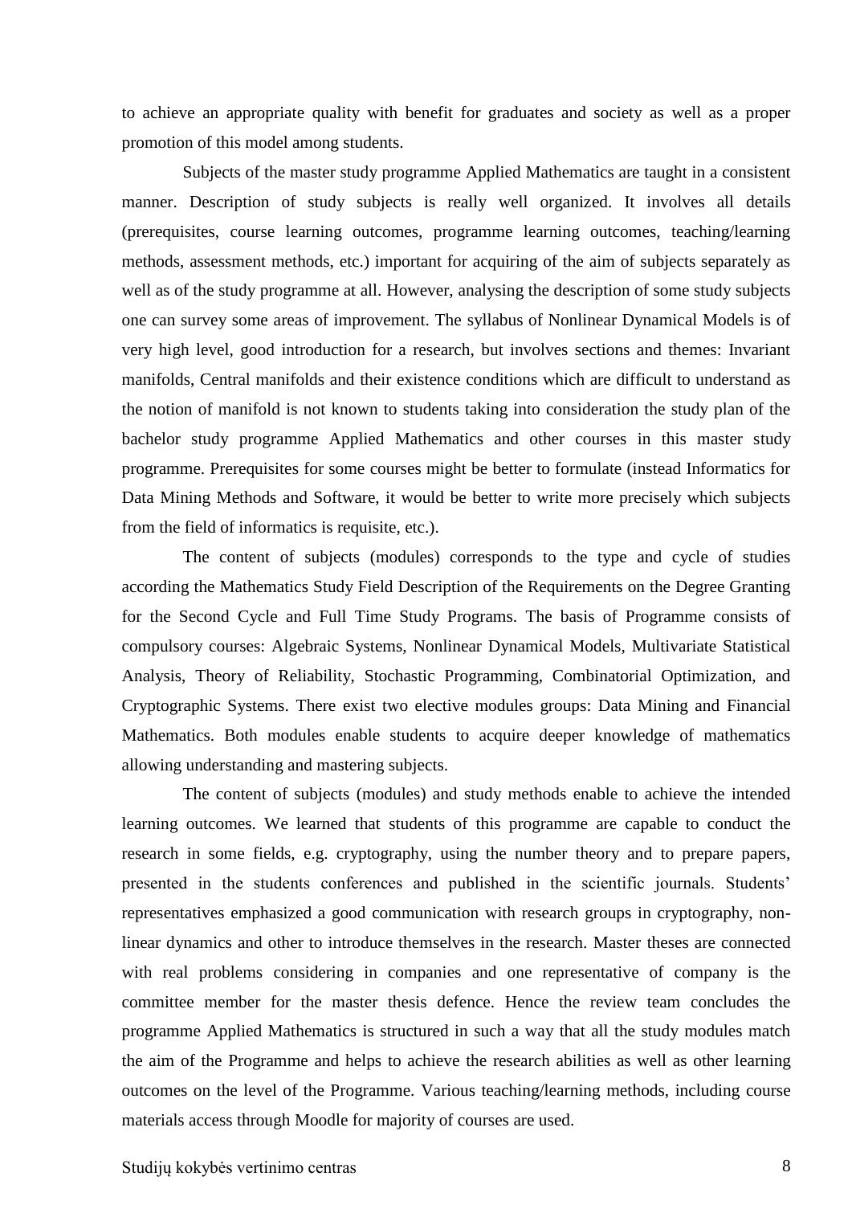to achieve an appropriate quality with benefit for graduates and society as well as a proper promotion of this model among students.

Subjects of the master study programme Applied Mathematics are taught in a consistent manner. Description of study subjects is really well organized. It involves all details (prerequisites, course learning outcomes, programme learning outcomes, teaching/learning methods, assessment methods, etc.) important for acquiring of the aim of subjects separately as well as of the study programme at all. However, analysing the description of some study subjects one can survey some areas of improvement. The syllabus of Nonlinear Dynamical Models is of very high level, good introduction for a research, but involves sections and themes: Invariant manifolds, Central manifolds and their existence conditions which are difficult to understand as the notion of manifold is not known to students taking into consideration the study plan of the bachelor study programme Applied Mathematics and other courses in this master study programme. Prerequisites for some courses might be better to formulate (instead Informatics for Data Mining Methods and Software, it would be better to write more precisely which subjects from the field of informatics is requisite, etc.).

The content of subjects (modules) corresponds to the type and cycle of studies according the Mathematics Study Field Description of the Requirements on the Degree Granting for the Second Cycle and Full Time Study Programs. The basis of Programme consists of compulsory courses: Algebraic Systems, Nonlinear Dynamical Models, Multivariate Statistical Analysis, Theory of Reliability, Stochastic Programming, Combinatorial Optimization, and Cryptographic Systems. There exist two elective modules groups: Data Mining and Financial Mathematics. Both modules enable students to acquire deeper knowledge of mathematics allowing understanding and mastering subjects.

The content of subjects (modules) and study methods enable to achieve the intended learning outcomes. We learned that students of this programme are capable to conduct the research in some fields, e.g. cryptography, using the number theory and to prepare papers, presented in the students conferences and published in the scientific journals. Students' representatives emphasized a good communication with research groups in cryptography, non-linear dynamics and other to introduce themselves in the research. Master theses are connected with real problems considering in companies and one representative of company is the committee member for the master thesis defence. Hence the review team concludes the programme Applied Mathematics is structured in such a way that all the study modules match the aim of the Programme and helps to achieve the research abilities as well as other learning outcomes on the level of the Programme. Various teaching/learning methods, including course materials access through Moodle for majority of courses are used.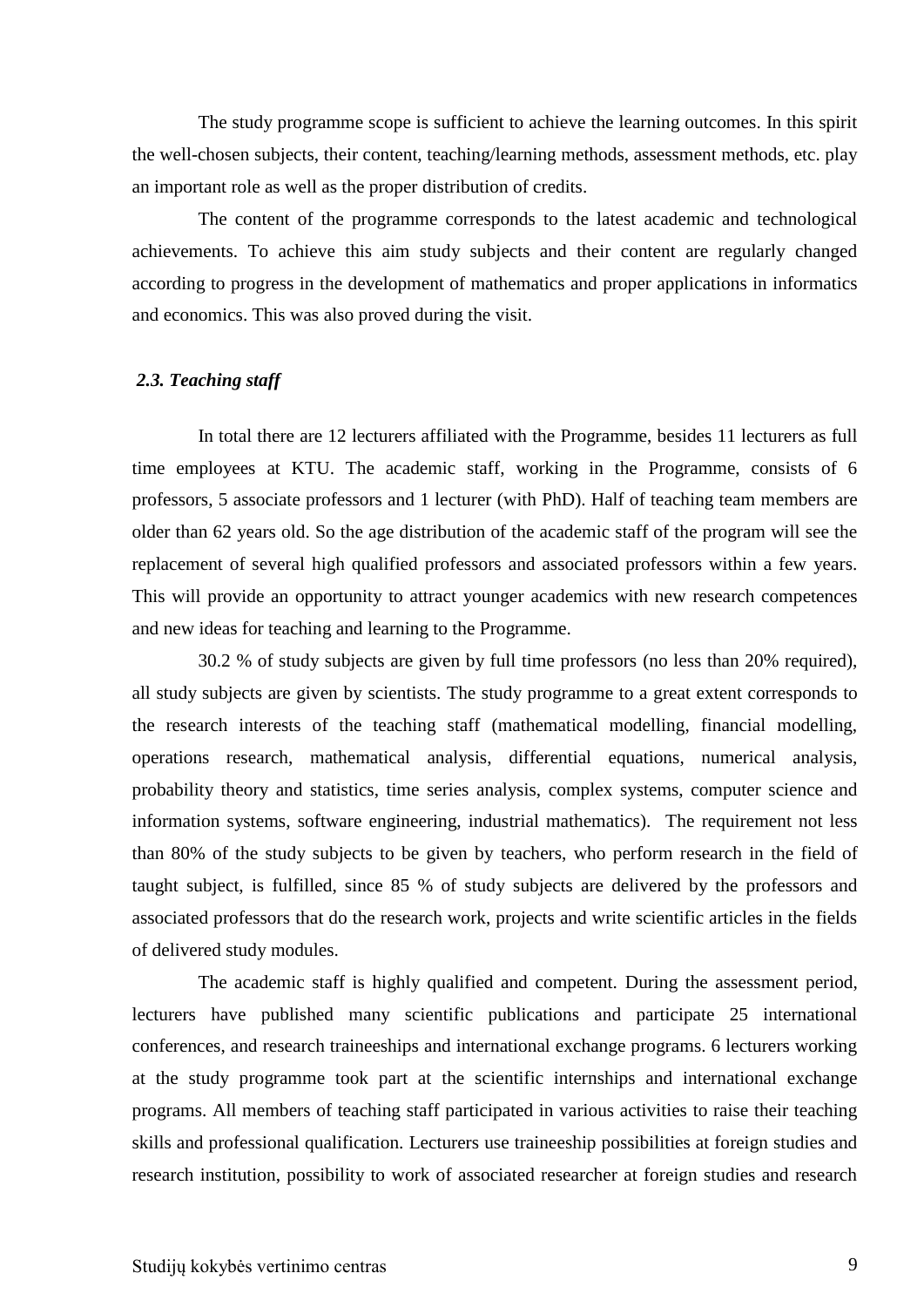The study programme scope is sufficient to achieve the learning outcomes. In this spirit the well-chosen subjects, their content, teaching/learning methods, assessment methods, etc. play an important role as well as the proper distribution of credits.

The content of the programme corresponds to the latest academic and technological achievements. To achieve this aim study subjects and their content are regularly changed according to progress in the development of mathematics and proper applications in informatics and economics. This was also proved during the visit.

### *2.3. Teaching staff*

In total there are 12 lecturers affiliated with the Programme, besides 11 lecturers as full time employees at KTU. The academic staff, working in the Programme, consists of 6 professors, 5 associate professors and 1 lecturer (with PhD). Half of teaching team members are older than 62 years old. So the age distribution of the academic staff of the program will see the replacement of several high qualified professors and associated professors within a few years. This will provide an opportunity to attract younger academics with new research competences and new ideas for teaching and learning to the Programme.

30.2 % of study subjects are given by full time professors (no less than 20% required), all study subjects are given by scientists. The study programme to a great extent corresponds to the research interests of the teaching staff (mathematical modelling, financial modelling, operations research, mathematical analysis, differential equations, numerical analysis, probability theory and statistics, time series analysis, complex systems, computer science and information systems, software engineering, industrial mathematics). The requirement not less than 80% of the study subjects to be given by teachers, who perform research in the field of taught subject, is fulfilled, since 85 % of study subjects are delivered by the professors and associated professors that do the research work, projects and write scientific articles in the fields of delivered study modules.

The academic staff is highly qualified and competent. During the assessment period, lecturers have published many scientific publications and participate 25 international conferences, and research traineeships and international exchange programs. 6 lecturers working at the study programme took part at the scientific internships and international exchange programs. All members of teaching staff participated in various activities to raise their teaching skills and professional qualification. Lecturers use traineeship possibilities at foreign studies and research institution, possibility to work of associated researcher at foreign studies and research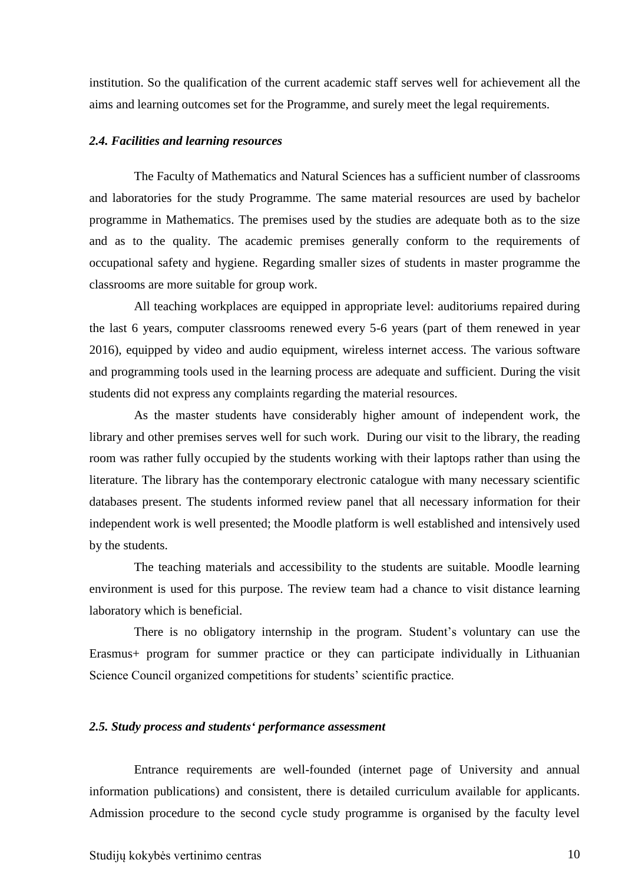institution. So the qualification of the current academic staff serves well for achievement all the aims and learning outcomes set for the Programme, and surely meet the legal requirements.

### *2.4. Facilities and learning resources*

The Faculty of Mathematics and Natural Sciences has a sufficient number of classrooms and laboratories for the study Programme. The same material resources are used by bachelor programme in Mathematics. The premises used by the studies are adequate both as to the size and as to the quality. The academic premises generally conform to the requirements of occupational safety and hygiene. Regarding smaller sizes of students in master programme the classrooms are more suitable for group work.

All teaching workplaces are equipped in appropriate level: auditoriums repaired during the last 6 years, computer classrooms renewed every 5-6 years (part of them renewed in year 2016), equipped by video and audio equipment, wireless internet access. The various software and programming tools used in the learning process are adequate and sufficient. During the visit students did not express any complaints regarding the material resources.

As the master students have considerably higher amount of independent work, the library and other premises serves well for such work. During our visit to the library, the reading room was rather fully occupied by the students working with their laptops rather than using the literature. The library has the contemporary electronic catalogue with many necessary scientific databases present. The students informed review panel that all necessary information for their independent work is well presented; the Moodle platform is well established and intensively used by the students.

The teaching materials and accessibility to the students are suitable. Moodle learning environment is used for this purpose. The review team had a chance to visit distance learning laboratory which is beneficial.

There is no obligatory internship in the program. Student's voluntary can use the Erasmus+ program for summer practice or they can participate individually in Lithuanian Science Council organized competitions for students' scientific practice.

### *2.5. Study process and students' performance assessment*

Entrance requirements are well-founded (internet page of University and annual information publications) and consistent, there is detailed curriculum available for applicants. Admission procedure to the second cycle study programme is organised by the faculty level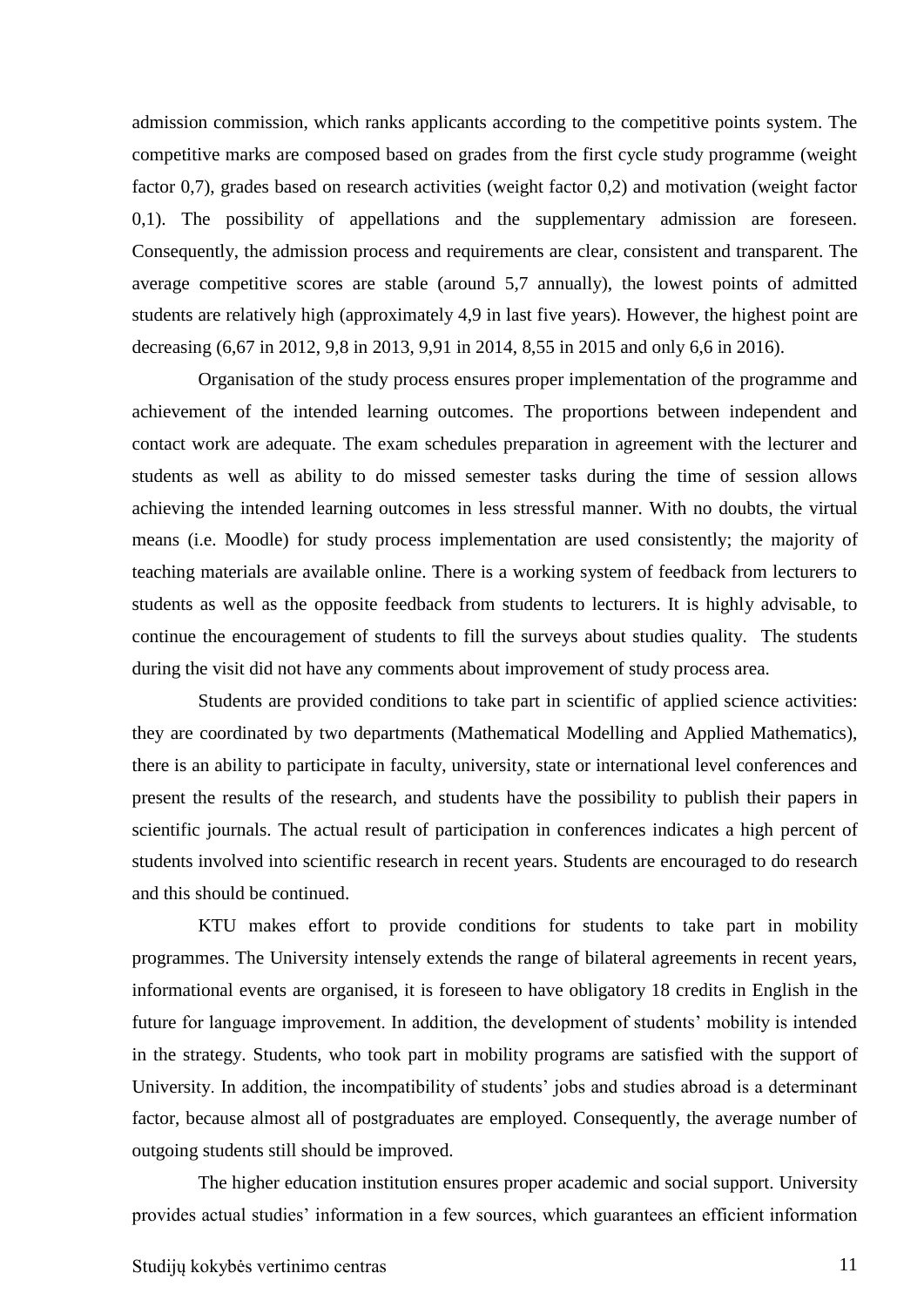admission commission, which ranks applicants according to the competitive points system. The competitive marks are composed based on grades from the first cycle study programme (weight factor 0,7), grades based on research activities (weight factor 0,2) and motivation (weight factor 0,1). The possibility of appellations and the supplementary admission are foreseen. Consequently, the admission process and requirements are clear, consistent and transparent. The average competitive scores are stable (around 5,7 annually), the lowest points of admitted students are relatively high (approximately 4,9 in last five years). However, the highest point are decreasing (6,67 in 2012, 9,8 in 2013, 9,91 in 2014, 8,55 in 2015 and only 6,6 in 2016).

Organisation of the study process ensures proper implementation of the programme and achievement of the intended learning outcomes. The proportions between independent and contact work are adequate. The exam schedules preparation in agreement with the lecturer and students as well as ability to do missed semester tasks during the time of session allows achieving the intended learning outcomes in less stressful manner. With no doubts, the virtual means (i.e. Moodle) for study process implementation are used consistently; the majority of teaching materials are available online. There is a working system of feedback from lecturers to students as well as the opposite feedback from students to lecturers. It is highly advisable, to continue the encouragement of students to fill the surveys about studies quality. The students during the visit did not have any comments about improvement of study process area.

Students are provided conditions to take part in scientific of applied science activities: they are coordinated by two departments (Mathematical Modelling and Applied Mathematics), there is an ability to participate in faculty, university, state or international level conferences and present the results of the research, and students have the possibility to publish their papers in scientific journals. The actual result of participation in conferences indicates a high percent of students involved into scientific research in recent years. Students are encouraged to do research and this should be continued.

KTU makes effort to provide conditions for students to take part in mobility programmes. The University intensely extends the range of bilateral agreements in recent years, informational events are organised, it is foreseen to have obligatory 18 credits in English in the future for language improvement. In addition, the development of students' mobility is intended in the strategy. Students, who took part in mobility programs are satisfied with the support of University. In addition, the incompatibility of students' jobs and studies abroad is a determinant factor, because almost all of postgraduates are employed. Consequently, the average number of outgoing students still should be improved.

The higher education institution ensures proper academic and social support. University provides actual studies' information in a few sources, which guarantees an efficient information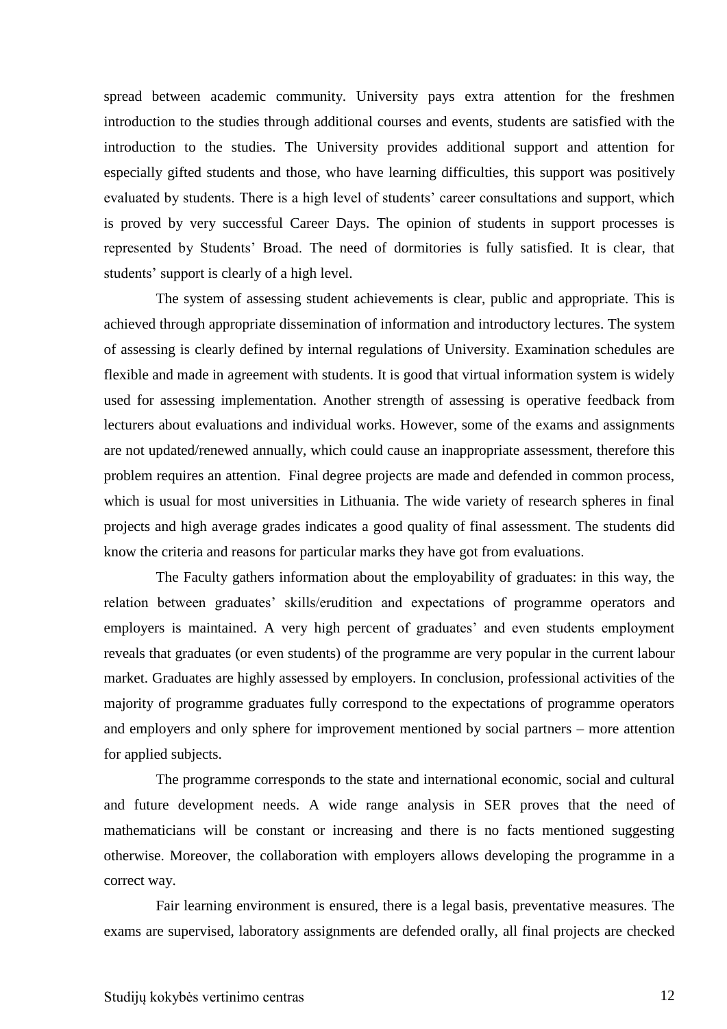spread between academic community. University pays extra attention for the freshmen introduction to the studies through additional courses and events, students are satisfied with the introduction to the studies. The University provides additional support and attention for especially gifted students and those, who have learning difficulties, this support was positively evaluated by students. There is a high level of students' career consultations and support, which is proved by very successful Career Days. The opinion of students in support processes is represented by Students' Broad. The need of dormitories is fully satisfied. It is clear, that students' support is clearly of a high level.

The system of assessing student achievements is clear, public and appropriate. This is achieved through appropriate dissemination of information and introductory lectures. The system of assessing is clearly defined by internal regulations of University. Examination schedules are flexible and made in agreement with students. It is good that virtual information system is widely used for assessing implementation. Another strength of assessing is operative feedback from lecturers about evaluations and individual works. However, some of the exams and assignments are not updated/renewed annually, which could cause an inappropriate assessment, therefore this problem requires an attention. Final degree projects are made and defended in common process, which is usual for most universities in Lithuania. The wide variety of research spheres in final projects and high average grades indicates a good quality of final assessment. The students did know the criteria and reasons for particular marks they have got from evaluations.

The Faculty gathers information about the employability of graduates: in this way, the relation between graduates' skills/erudition and expectations of programme operators and employers is maintained. A very high percent of graduates' and even students employment reveals that graduates (or even students) of the programme are very popular in the current labour market. Graduates are highly assessed by employers. In conclusion, professional activities of the majority of programme graduates fully correspond to the expectations of programme operators and employers and only sphere for improvement mentioned by social partners – more attention for applied subjects.

The programme corresponds to the state and international economic, social and cultural and future development needs. A wide range analysis in SER proves that the need of mathematicians will be constant or increasing and there is no facts mentioned suggesting otherwise. Moreover, the collaboration with employers allows developing the programme in a correct way.

Fair learning environment is ensured, there is a legal basis, preventative measures. The exams are supervised, laboratory assignments are defended orally, all final projects are checked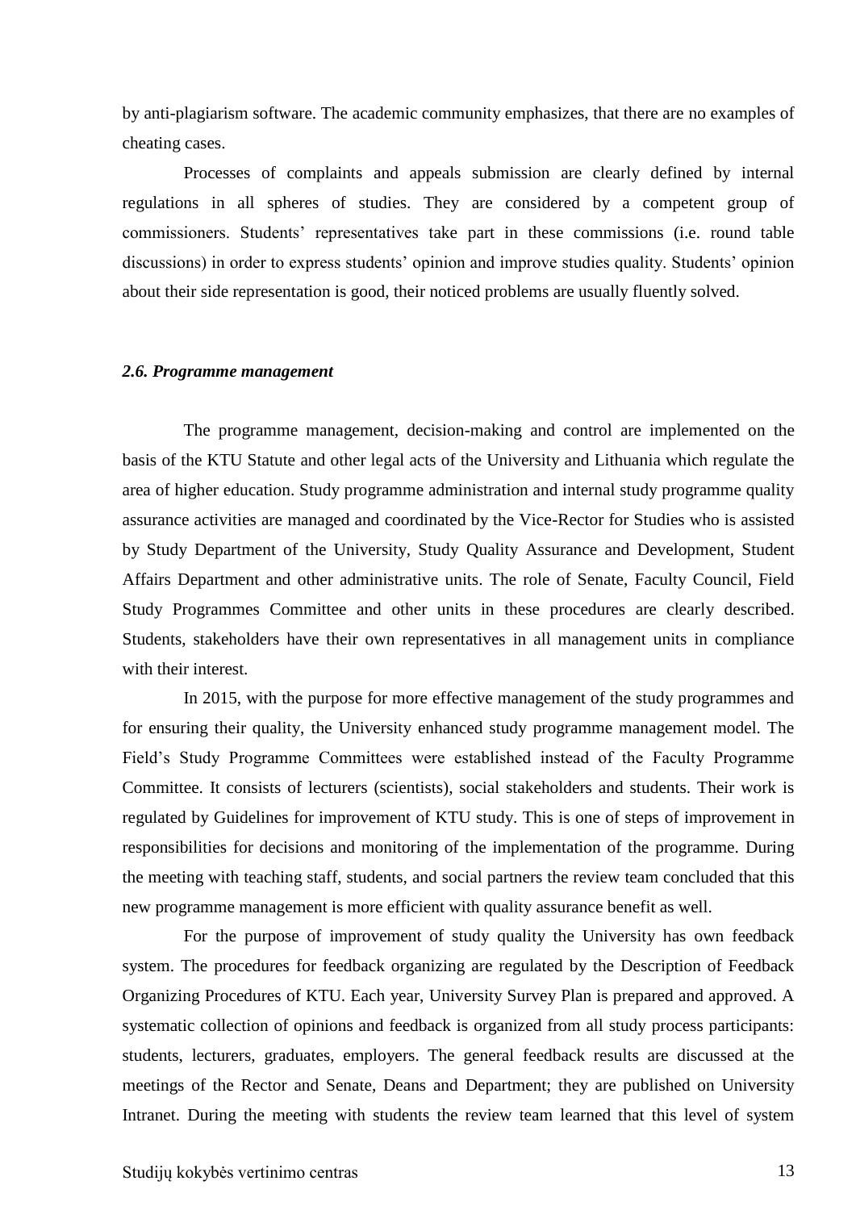by anti-plagiarism software. The academic community emphasizes, that there are no examples of cheating cases.

Processes of complaints and appeals submission are clearly defined by internal regulations in all spheres of studies. They are considered by a competent group of commissioners. Students' representatives take part in these commissions (i.e. round table discussions) in order to express students' opinion and improve studies quality. Students' opinion about their side representation is good, their noticed problems are usually fluently solved.

### *2.6. Programme management*

The programme management, decision-making and control are implemented on the basis of the KTU Statute and other legal acts of the University and Lithuania which regulate the area of higher education. Study programme administration and internal study programme quality assurance activities are managed and coordinated by the Vice-Rector for Studies who is assisted by Study Department of the University, Study Quality Assurance and Development, Student Affairs Department and other administrative units. The role of Senate, Faculty Council, Field Study Programmes Committee and other units in these procedures are clearly described. Students, stakeholders have their own representatives in all management units in compliance with their interest.

In 2015, with the purpose for more effective management of the study programmes and for ensuring their quality, the University enhanced study programme management model. The Field's Study Programme Committees were established instead of the Faculty Programme Committee. It consists of lecturers (scientists), social stakeholders and students. Their work is regulated by Guidelines for improvement of KTU study. This is one of steps of improvement in responsibilities for decisions and monitoring of the implementation of the programme. During the meeting with teaching staff, students, and social partners the review team concluded that this new programme management is more efficient with quality assurance benefit as well.

For the purpose of improvement of study quality the University has own feedback system. The procedures for feedback organizing are regulated by the Description of Feedback Organizing Procedures of KTU. Each year, University Survey Plan is prepared and approved. A systematic collection of opinions and feedback is organized from all study process participants: students, lecturers, graduates, employers. The general feedback results are discussed at the meetings of the Rector and Senate, Deans and Department; they are published on University Intranet. During the meeting with students the review team learned that this level of system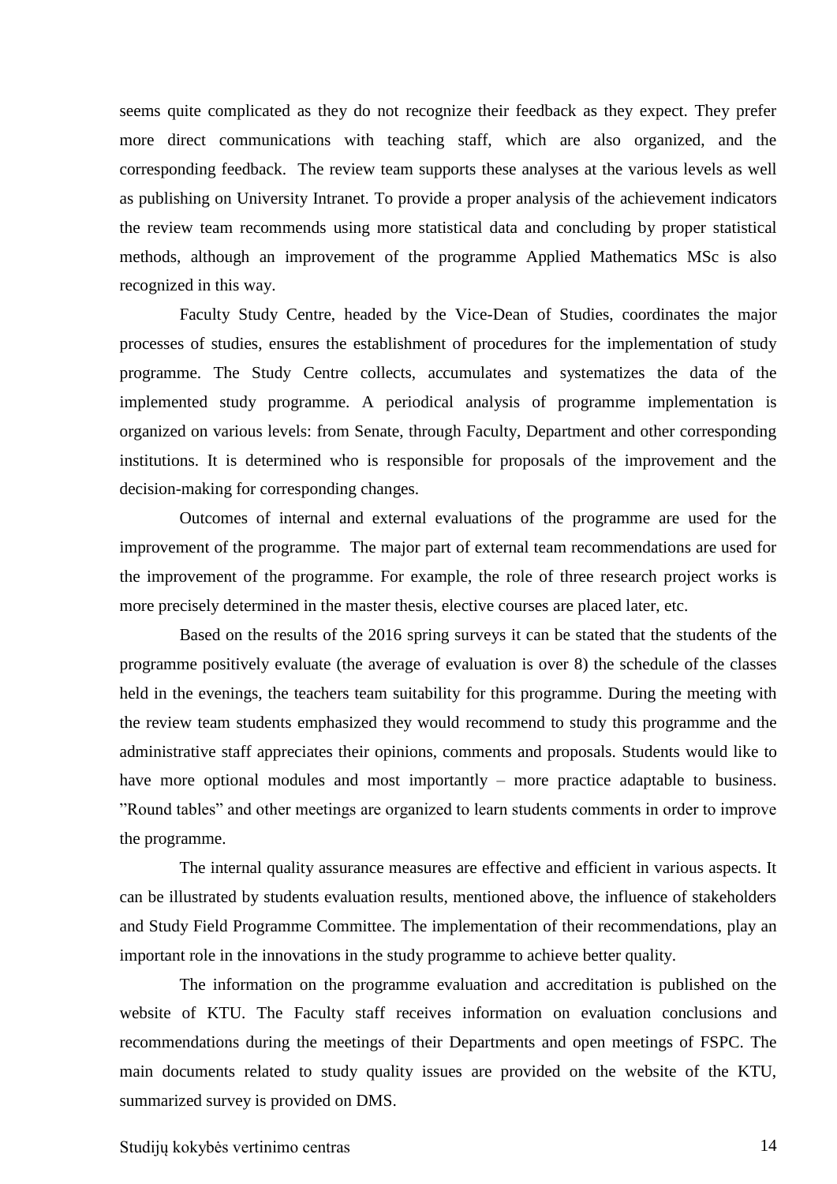seems quite complicated as they do not recognize their feedback as they expect. They prefer more direct communications with teaching staff, which are also organized, and the corresponding feedback. The review team supports these analyses at the various levels as well as publishing on University Intranet. To provide a proper analysis of the achievement indicators the review team recommends using more statistical data and concluding by proper statistical methods, although an improvement of the programme Applied Mathematics MSc is also recognized in this way.

Faculty Study Centre, headed by the Vice-Dean of Studies, coordinates the major processes of studies, ensures the establishment of procedures for the implementation of study programme. The Study Centre collects, accumulates and systematizes the data of the implemented study programme. A periodical analysis of programme implementation is organized on various levels: from Senate, through Faculty, Department and other corresponding institutions. It is determined who is responsible for proposals of the improvement and the decision-making for corresponding changes.

Outcomes of internal and external evaluations of the programme are used for the improvement of the programme. The major part of external team recommendations are used for the improvement of the programme. For example, the role of three research project works is more precisely determined in the master thesis, elective courses are placed later, etc.

Based on the results of the 2016 spring surveys it can be stated that the students of the programme positively evaluate (the average of evaluation is over 8) the schedule of the classes held in the evenings, the teachers team suitability for this programme. During the meeting with the review team students emphasized they would recommend to study this programme and the administrative staff appreciates their opinions, comments and proposals. Students would like to have more optional modules and most importantly – more practice adaptable to business. ”Round tables” and other meetings are organized to learn students comments in order to improve the programme.

The internal quality assurance measures are effective and efficient in various aspects. It can be illustrated by students evaluation results, mentioned above, the influence of stakeholders and Study Field Programme Committee. The implementation of their recommendations, play an important role in the innovations in the study programme to achieve better quality.

The information on the programme evaluation and accreditation is published on the website of KTU. The Faculty staff receives information on evaluation conclusions and recommendations during the meetings of their Departments and open meetings of FSPC. The main documents related to study quality issues are provided on the website of the KTU, summarized survey is provided on DMS.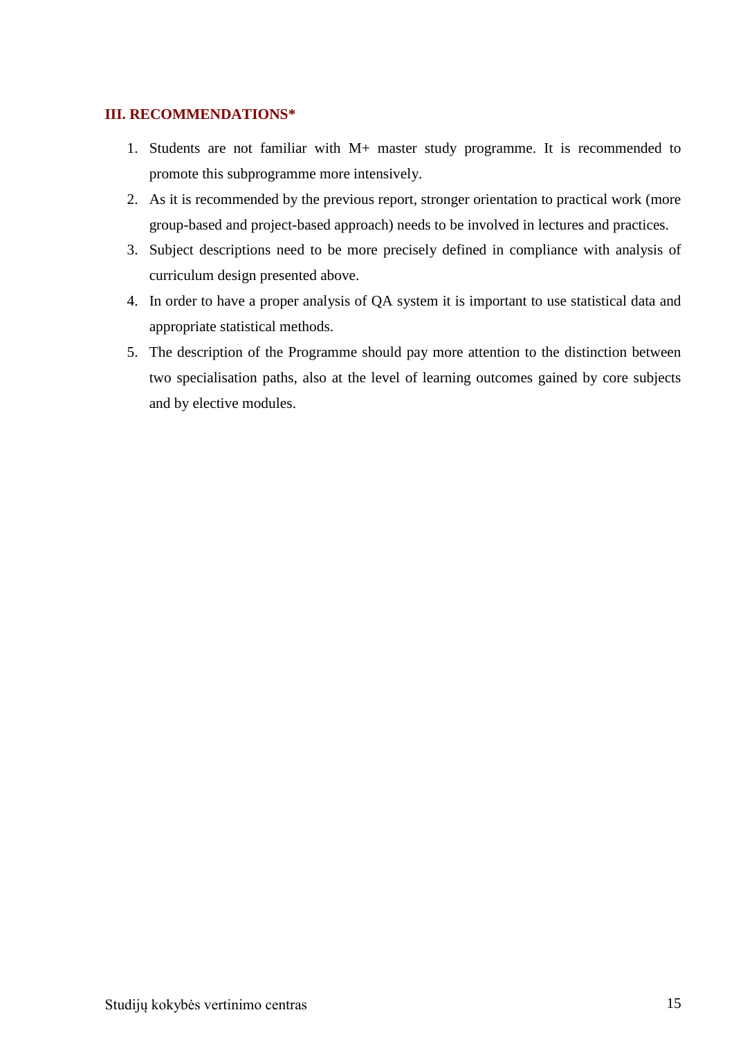## III. RECOMMENDATIONS*

1. Students are not familiar with M+ master study programme. It is recommended to promote this subprogramme more intensively.
2. As it is recommended by the previous report, stronger orientation to practical work (more group-based and project-based approach) needs to be involved in lectures and practices.
3. Subject descriptions need to be more precisely defined in compliance with analysis of curriculum design presented above.
4. In order to have a proper analysis of QA system it is important to use statistical data and appropriate statistical methods.
5. The description of the Programme should pay more attention to the distinction between two specialisation paths, also at the level of learning outcomes gained by core subjects and by elective modules.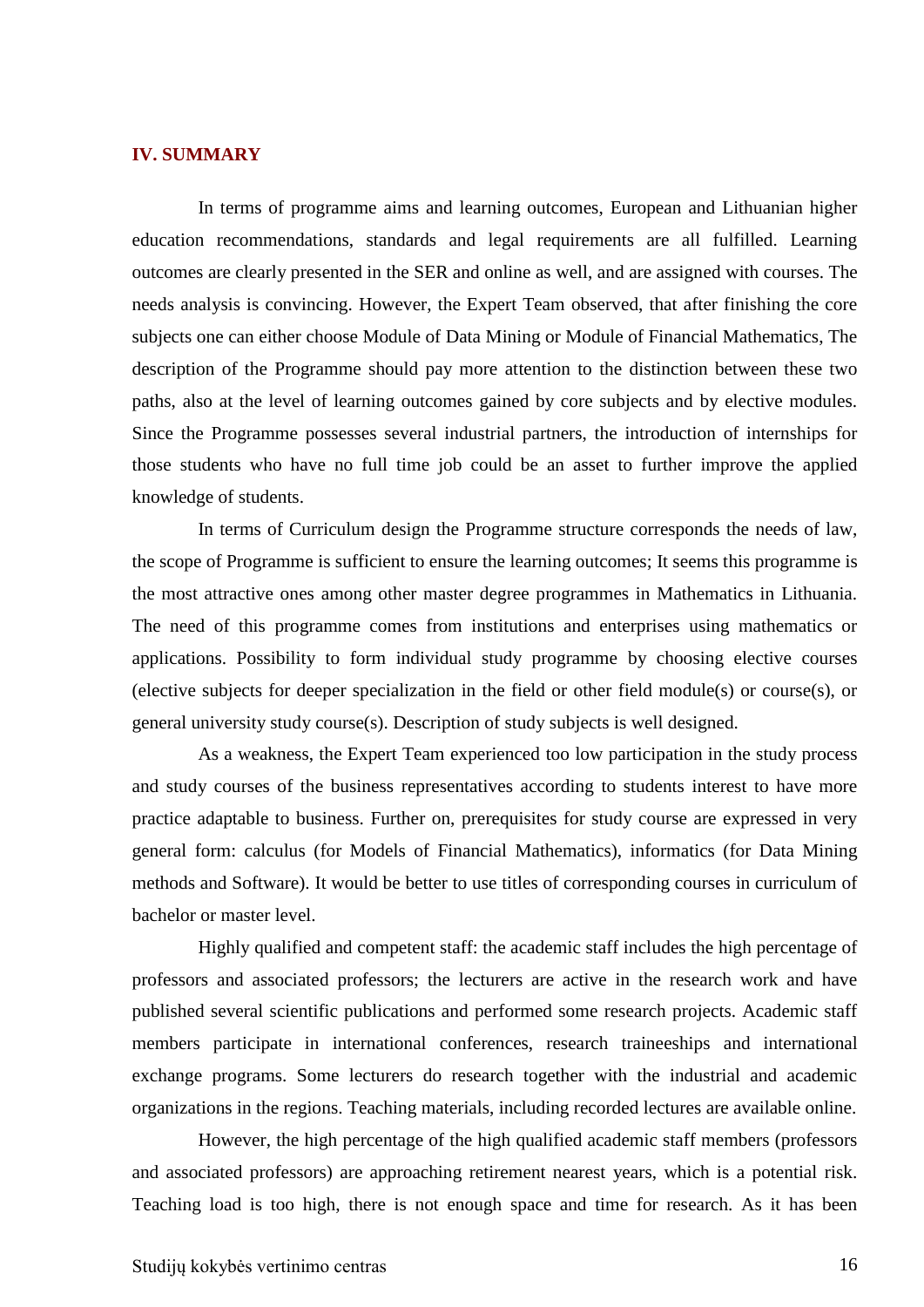## IV. SUMMARY

In terms of programme aims and learning outcomes, European and Lithuanian higher education recommendations, standards and legal requirements are all fulfilled. Learning outcomes are clearly presented in the SER and online as well, and are assigned with courses. The needs analysis is convincing. However, the Expert Team observed, that after finishing the core subjects one can either choose Module of Data Mining or Module of Financial Mathematics, The description of the Programme should pay more attention to the distinction between these two paths, also at the level of learning outcomes gained by core subjects and by elective modules. Since the Programme possesses several industrial partners, the introduction of internships for those students who have no full time job could be an asset to further improve the applied knowledge of students.

In terms of Curriculum design the Programme structure corresponds the needs of law, the scope of Programme is sufficient to ensure the learning outcomes; It seems this programme is the most attractive ones among other master degree programmes in Mathematics in Lithuania. The need of this programme comes from institutions and enterprises using mathematics or applications. Possibility to form individual study programme by choosing elective courses (elective subjects for deeper specialization in the field or other field module(s) or course(s), or general university study course(s). Description of study subjects is well designed.

As a weakness, the Expert Team experienced too low participation in the study process and study courses of the business representatives according to students interest to have more practice adaptable to business. Further on, prerequisites for study course are expressed in very general form: calculus (for Models of Financial Mathematics), informatics (for Data Mining methods and Software). It would be better to use titles of corresponding courses in curriculum of bachelor or master level.

Highly qualified and competent staff: the academic staff includes the high percentage of professors and associated professors; the lecturers are active in the research work and have published several scientific publications and performed some research projects. Academic staff members participate in international conferences, research traineeships and international exchange programs. Some lecturers do research together with the industrial and academic organizations in the regions. Teaching materials, including recorded lectures are available online.

However, the high percentage of the high qualified academic staff members (professors and associated professors) are approaching retirement nearest years, which is a potential risk. Teaching load is too high, there is not enough space and time for research. As it has been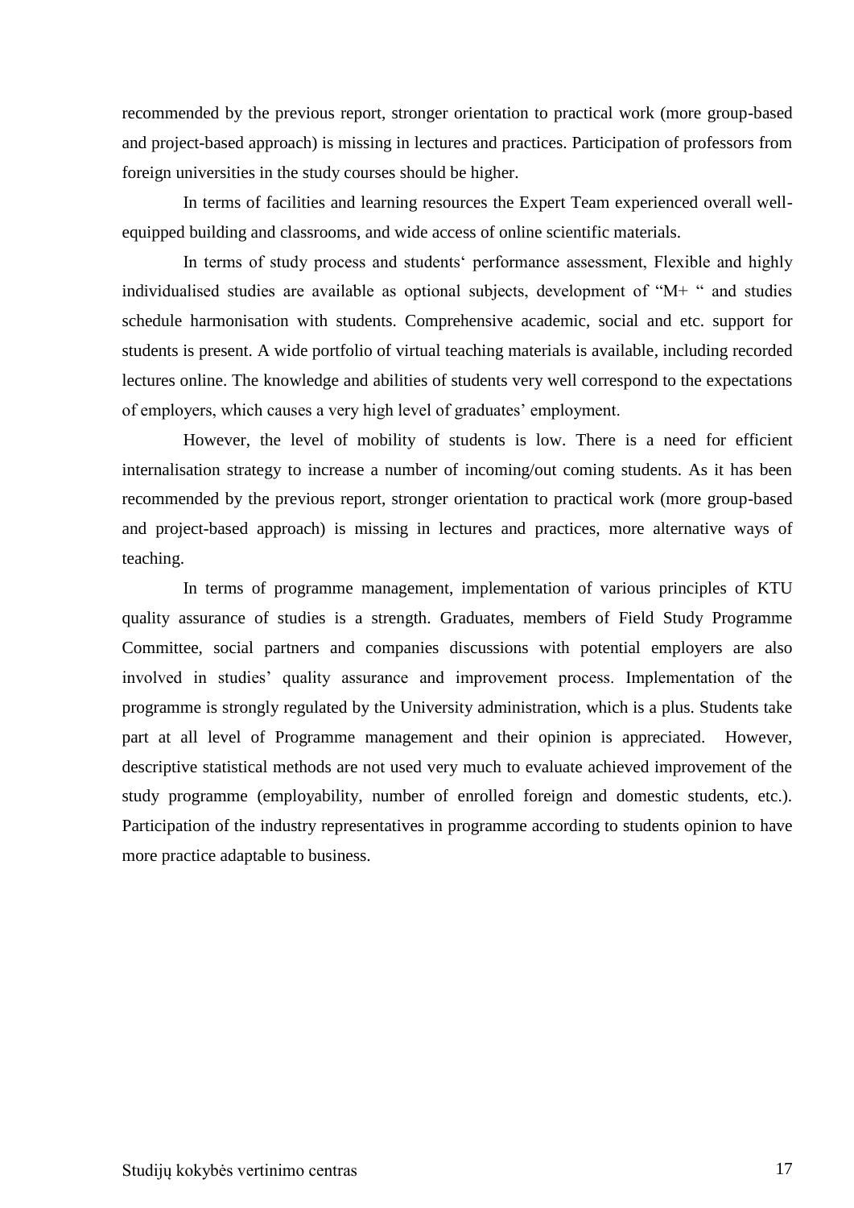recommended by the previous report, stronger orientation to practical work (more group-based and project-based approach) is missing in lectures and practices. Participation of professors from foreign universities in the study courses should be higher.

In terms of facilities and learning resources the Expert Team experienced overall well-equipped building and classrooms, and wide access of online scientific materials.

In terms of study process and students‘ performance assessment, Flexible and highly individualised studies are available as optional subjects, development of "M+ " and studies schedule harmonisation with students. Comprehensive academic, social and etc. support for students is present. A wide portfolio of virtual teaching materials is available, including recorded lectures online. The knowledge and abilities of students very well correspond to the expectations of employers, which causes a very high level of graduates' employment.

However, the level of mobility of students is low. There is a need for efficient internalisation strategy to increase a number of incoming/out coming students. As it has been recommended by the previous report, stronger orientation to practical work (more group-based and project-based approach) is missing in lectures and practices, more alternative ways of teaching.

In terms of programme management, implementation of various principles of KTU quality assurance of studies is a strength. Graduates, members of Field Study Programme Committee, social partners and companies discussions with potential employers are also involved in studies' quality assurance and improvement process. Implementation of the programme is strongly regulated by the University administration, which is a plus. Students take part at all level of Programme management and their opinion is appreciated. However, descriptive statistical methods are not used very much to evaluate achieved improvement of the study programme (employability, number of enrolled foreign and domestic students, etc.). Participation of the industry representatives in programme according to students opinion to have more practice adaptable to business.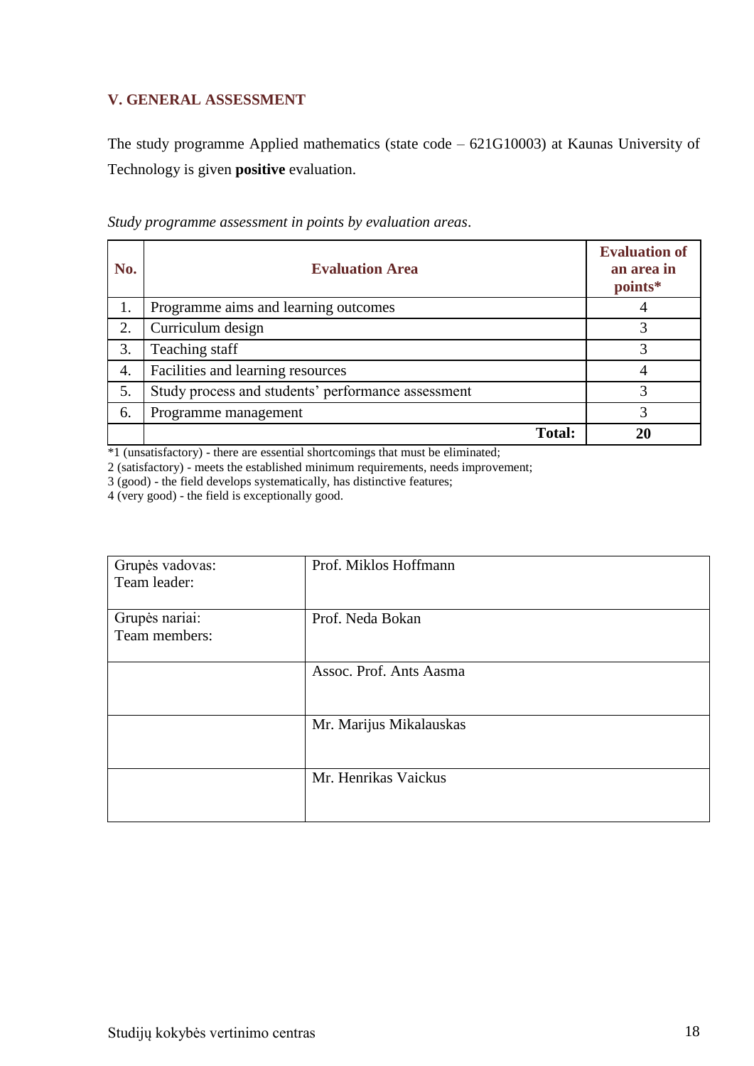## V. GENERAL ASSESSMENT

The study programme Applied mathematics (state code – 621G10003) at Kaunas University of Technology is given **positive** evaluation.

*Study programme assessment in points by evaluation areas*.

| No. | Evaluation Area | Evaluation of an area in points* |
|---|---|---|
| 1. | Programme aims and learning outcomes | 4 |
| 2. | Curriculum design | 3 |
| 3. | Teaching staff | 3 |
| 4. | Facilities and learning resources | 4 |
| 5. | Study process and students' performance assessment | 3 |
| 6. | Programme management | 3 |
| | **Total:** | **20** |

*1 (unsatisfactory) - there are essential shortcomings that must be eliminated;
2 (satisfactory) - meets the established minimum requirements, needs improvement;
3 (good) - the field develops systematically, has distinctive features;
4 (very good) - the field is exceptionally good.

| | |
|---|---|
| Grupės vadovas:<br>Team leader: | Prof. Miklos Hoffmann |
| Grupės nariai:<br>Team members: | Prof. Neda Bokan |
| | Assoc. Prof. Ants Aasma |
| | Mr. Marijus Mikalauskas |
| | Mr. Henrikas Vaickus |

Studijų kokybės vertinimo centras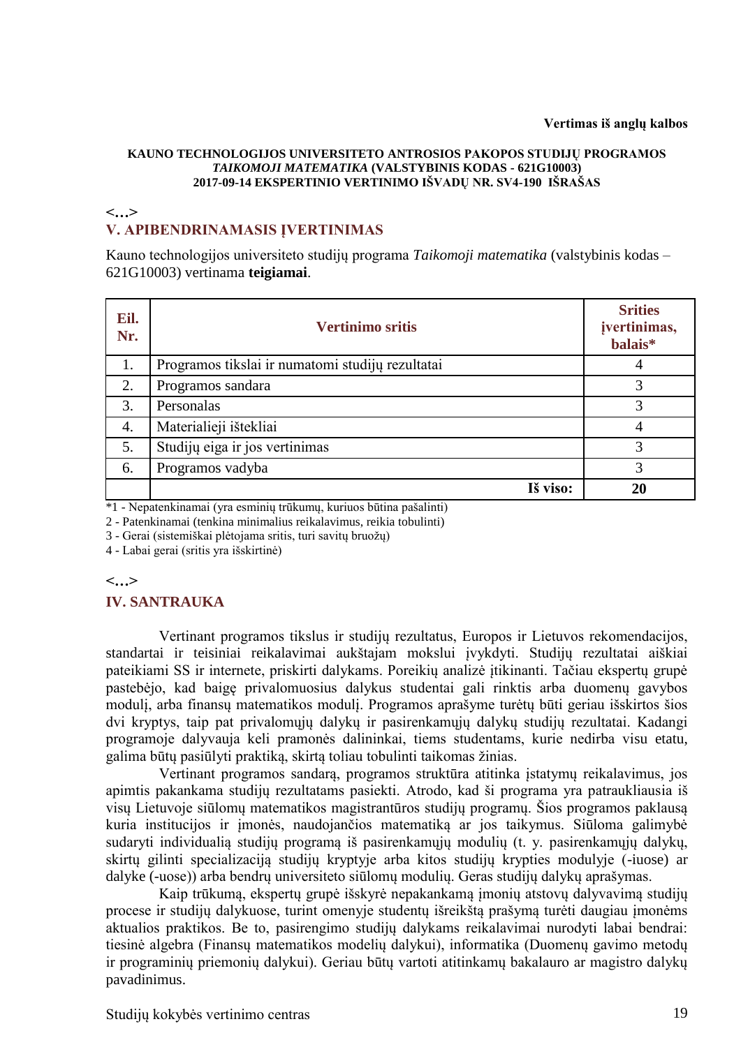**Vertimas iš anglų kalbos**

**KAUNO TECHNOLOGIJOS UNIVERSITETO ANTROSIOS PAKOPOS STUDIJŲ PROGRAMOS *TAIKOMOJI MATEMATIKA* (VALSTYBINIS KODAS - 621G10003) 2017-09-14 EKSPERTINIO VERTINIMO IŠVADŲ NR. SV4-190 IŠRAŠAS**

**<...>**

## V. APIBENDRINAMASIS ĮVERTINIMAS

Kauno technologijos universiteto studijų programa *Taikomoji matematika* (valstybinis kodas – 621G10003) vertinama **teigiamai**.

| Eil. Nr. | Vertinimo sritis | Srities įvertinimas, balais* |
|---|---|---|
| 1. | Programos tikslai ir numatomi studijų rezultatai | 4 |
| 2. | Programos sandara | 3 |
| 3. | Personalas | 3 |
| 4. | Materialieji ištekliai | 4 |
| 5. | Studijų eiga ir jos vertinimas | 3 |
| 6. | Programos vadyba | 3 |
| | **Iš viso:** | **20** |

*1 - Nepatenkinamai (yra esminių trūkumų, kuriuos būtina pašalinti)

2 - Patenkinamai (tenkina minimalius reikalavimus, reikia tobulinti)

3 - Gerai (sistemiškai plėtojama sritis, turi savitų bruožų)

4 - Labai gerai (sritis yra išskirtinė)

**<...>**

## IV. SANTRAUKA

Vertinant programos tikslus ir studijų rezultatus, Europos ir Lietuvos rekomendacijos, standartai ir teisiniai reikalavimai aukštajam mokslui įvykdyti. Studijų rezultatai aiškiai pateikiami SS ir internete, priskirti dalykams. Poreikių analizė įtikinanti. Tačiau ekspertų grupė pastebėjo, kad baigę privalomuosius dalykus studentai gali rinktis arba duomenų gavybos modulį, arba finansų matematikos modulį. Programos aprašyme turėtų būti geriau išskirtos šios dvi kryptys, taip pat privalomųjų dalykų ir pasirenkamųjų dalykų studijų rezultatai. Kadangi programoje dalyvauja keli pramonės dalininkai, tiems studentams, kurie nedirba visu etatu, galima būtų pasiūlyti praktiką, skirtą toliau tobulinti taikomas žinias.

Vertinant programos sandarą, programos struktūra atitinka įstatymų reikalavimus, jos apimtis pakankama studijų rezultatams pasiekti. Atrodo, kad ši programa yra patraukliausia iš visų Lietuvoje siūlomų matematikos magistrantūros studijų programų. Šios programos paklausą kuria institucijos ir įmonės, naudojančios matematiką ar jos taikymus. Siūloma galimybė sudaryti individualią studijų programą iš pasirenkamųjų modulių (t. y. pasirenkamųjų dalykų, skirtų gilinti specializaciją studijų kryptyje arba kitos studijų krypties modulyje (-iuose) ar dalyke (-uose)) arba bendrų universiteto siūlomų modulių. Geras studijų dalykų aprašymas.

Kaip trūkumą, ekspertų grupė išskyrė nepakankamą įmonių atstovų dalyvavimą studijų procese ir studijų dalykuose, turint omenyje studentų išreikštą prašymą turėti daugiau įmonėms aktualios praktikos. Be to, pasirengimo studijų dalykams reikalavimai nurodyti labai bendrai: tiesinė algebra (Finansų matematikos modelių dalykui), informatika (Duomenų gavimo metodų ir programinių priemonių dalykui). Geriau būtų vartoti atitinkamų bakalauro ar magistro dalykų pavadinimus.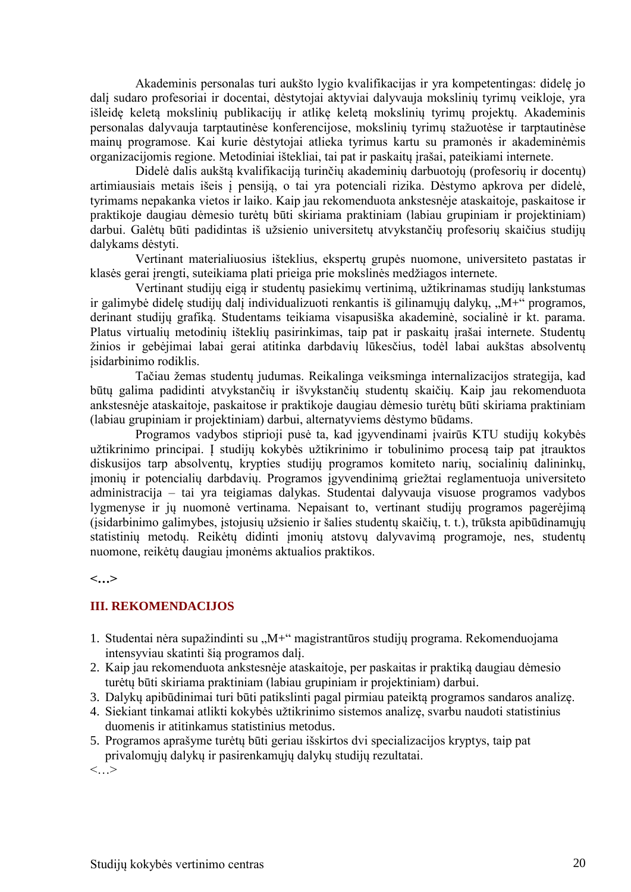Akademinis personalas turi aukšto lygio kvalifikacijas ir yra kompetentingas: didelę jo dalį sudaro profesoriai ir docentai, dėstytojai aktyviai dalyvauja mokslinių tyrimų veikloje, yra išleidę keletą mokslinių publikacijų ir atlikę keletą mokslinių tyrimų projektų. Akademinis personalas dalyvauja tarptautinėse konferencijose, mokslinių tyrimų stažuotėse ir tarptautinėse mainų programose. Kai kurie dėstytojai atlieka tyrimus kartu su pramonės ir akademinėmis organizacijomis regione. Metodiniai ištekliai, tai pat ir paskaitų įrašai, pateikiami internete.

Didelė dalis aukštą kvalifikaciją turinčių akademinių darbuotojų (profesorių ir docentų) artimiausiais metais išeis į pensiją, o tai yra potenciali rizika. Dėstymo apkrova per didelė, tyrimams nepakanka vietos ir laiko. Kaip jau rekomenduota ankstesnėje ataskaitoje, paskaitose ir praktikoje daugiau dėmesio turėtų būti skiriama praktiniam (labiau grupiniam ir projektiniam) darbui. Galėtų būti padidintas iš užsienio universitetų atvykstančių profesorių skaičius studijų dalykams dėstyti.

Vertinant materialiuosius išteklius, ekspertų grupės nuomone, universiteto pastatas ir klasės gerai įrengti, suteikiama plati prieiga prie mokslinės medžiagos internete.

Vertinant studijų eigą ir studentų pasiekimų vertinimą, užtikrinamas studijų lankstumas ir galimybė didelę studijų dalį individualizuoti renkantis iš gilinamųjų dalykų, „M+“ programos, derinant studijų grafiką. Studentams teikiama visapusiška akademinė, socialinė ir kt. parama. Platus virtualių metodinių išteklių pasirinkimas, taip pat ir paskaitų įrašai internete. Studentų žinios ir gebėjimai labai gerai atitinka darbdavių lūkesčius, todėl labai aukštas absolventų įsidarbinimo rodiklis.

Tačiau žemas studentų judumas. Reikalinga veiksminga internalizacijos strategija, kad būtų galima padidinti atvykstančių ir išvykstančių studentų skaičių. Kaip jau rekomenduota ankstesnėje ataskaitoje, paskaitose ir praktikoje daugiau dėmesio turėtų būti skiriama praktiniam (labiau grupiniam ir projektiniam) darbui, alternatyviems dėstymo būdams.

Programos vadybos stiprioji pusė ta, kad įgyvendinami įvairūs KTU studijų kokybės užtikrinimo principai. Į studijų kokybės užtikrinimo ir tobulinimo procesą taip pat įtrauktos diskusijos tarp absolventų, krypties studijų programos komiteto narių, socialinių dalininkų, įmonių ir potencialių darbdavių. Programos įgyvendinimą griežtai reglamentuoja universiteto administracija – tai yra teigiamas dalykas. Studentai dalyvauja visuose programos vadybos lygmenyse ir jų nuomonė vertinama. Nepaisant to, vertinant studijų programos pagerėjimą (įsidarbinimo galimybes, įstojusių užsienio ir šalies studentų skaičių, t. t.), trūksta apibūdinamųjų statistinių metodų. Reikėtų didinti įmonių atstovų dalyvavimą programoje, nes, studentų nuomone, reikėtų daugiau įmonėms aktualios praktikos.

**<…>**

## III. REKOMENDACIJOS

1. Studentai nėra supažindinti su „M+“ magistrantūros studijų programa. Rekomenduojama intensyviau skatinti šią programos dalį.
2. Kaip jau rekomenduota ankstesnėje ataskaitoje, per paskaitas ir praktiką daugiau dėmesio turėtų būti skiriama praktiniam (labiau grupiniam ir projektiniam) darbui.
3. Dalykų apibūdinimai turi būti patikslinti pagal pirmiau pateiktą programos sandaros analizę.
4. Siekiant tinkamai atlikti kokybės užtikrinimo sistemos analizę, svarbu naudoti statistinius duomenis ir atitinkamus statistinius metodus.
5. Programos aprašyme turėtų būti geriau išskirtos dvi specializacijos kryptys, taip pat privalomųjų dalykų ir pasirenkamųjų dalykų studijų rezultatai.

<…>